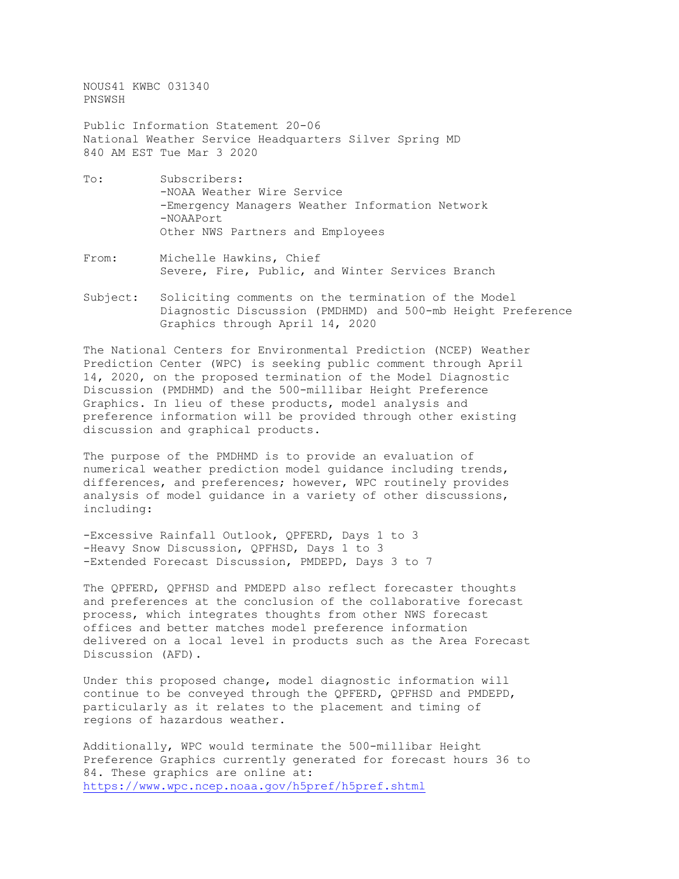NOUS41 KWBC 031340
PNSWSH

Public Information Statement 20-06
National Weather Service Headquarters Silver Spring MD
840 AM EST Tue Mar 3 2020

To: Subscribers:
-NOAA Weather Wire Service
-Emergency Managers Weather Information Network
-NOAAPort
Other NWS Partners and Employees

From: Michelle Hawkins, Chief
Severe, Fire, Public, and Winter Services Branch

Subject: Soliciting comments on the termination of the Model Diagnostic Discussion (PMDHMD) and 500-mb Height Preference Graphics through April 14, 2020

The National Centers for Environmental Prediction (NCEP) Weather Prediction Center (WPC) is seeking public comment through April 14, 2020, on the proposed termination of the Model Diagnostic Discussion (PMDHMD) and the 500-millibar Height Preference Graphics. In lieu of these products, model analysis and preference information will be provided through other existing discussion and graphical products.

The purpose of the PMDHMD is to provide an evaluation of numerical weather prediction model guidance including trends, differences, and preferences; however, WPC routinely provides analysis of model guidance in a variety of other discussions, including:

-Excessive Rainfall Outlook, QPFERD, Days 1 to 3
-Heavy Snow Discussion, QPFHSD, Days 1 to 3
-Extended Forecast Discussion, PMDEPD, Days 3 to 7

The QPFERD, QPFHSD and PMDEPD also reflect forecaster thoughts and preferences at the conclusion of the collaborative forecast process, which integrates thoughts from other NWS forecast offices and better matches model preference information delivered on a local level in products such as the Area Forecast Discussion (AFD).

Under this proposed change, model diagnostic information will continue to be conveyed through the QPFERD, QPFHSD and PMDEPD, particularly as it relates to the placement and timing of regions of hazardous weather.

Additionally, WPC would terminate the 500-millibar Height Preference Graphics currently generated for forecast hours 36 to 84. These graphics are online at:
https://www.wpc.ncep.noaa.gov/h5pref/h5pref.shtml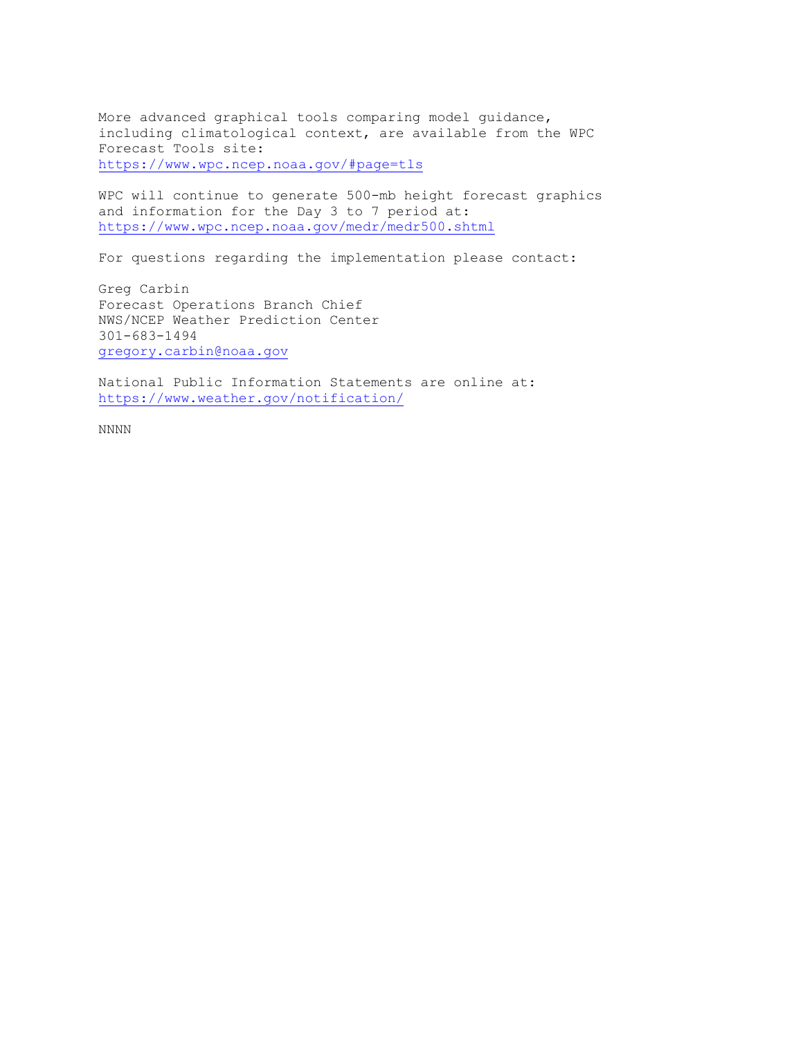More advanced graphical tools comparing model guidance, including climatological context, are available from the WPC Forecast Tools site:
https://www.wpc.ncep.noaa.gov/#page=tls

WPC will continue to generate 500-mb height forecast graphics and information for the Day 3 to 7 period at:
https://www.wpc.ncep.noaa.gov/medr/medr500.shtml

For questions regarding the implementation please contact:

Greg Carbin
Forecast Operations Branch Chief
NWS/NCEP Weather Prediction Center
301-683-1494
gregory.carbin@noaa.gov

National Public Information Statements are online at:
https://www.weather.gov/notification/

NNNN